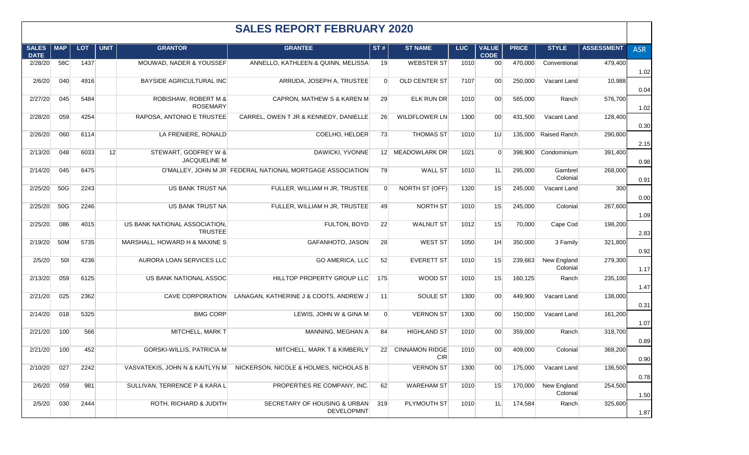# SALES REPORT FEBRUARY 2020

| SALES DATE | MAP | LOT | UNIT | GRANTOR | GRANTEE | ST # | ST NAME | LUC | VALUE CODE | PRICE | STYLE | ASSESSMENT | ASR |
|---|---|---|---|---|---|---|---|---|---|---|---|---|---|
| 2/28/20 | 58C | 1437 | | MOUWAD, NADER & YOUSSEF | ANNELLO, KATHLEEN & QUINN, MELISSA | 19 | WEBSTER ST | 1010 | 00 | 470,000 | Conventional | 479,400 | 1.02 |
| 2/6/20 | 040 | 4916 | | BAYSIDE AGRICULTURAL INC | ARRUDA, JOSEPH A, TRUSTEE | 0 | OLD CENTER ST | 7107 | 00 | 250,000 | Vacant Land | 10,988 | 0.04 |
| 2/27/20 | 045 | 5484 | | ROBISHAW, ROBERT M & ROSEMARY | CAPRON, MATHEW S & KAREN M | 29 | ELK RUN DR | 1010 | 00 | 565,000 | Ranch | 576,700 | 1.02 |
| 2/28/20 | 059 | 4254 | | RAPOSA, ANTONIO E TRUSTEE | CARREL, OWEN T JR & KENNEDY, DANIELLE | 26 | WILDFLOWER LN | 1300 | 00 | 431,500 | Vacant Land | 128,400 | 0.30 |
| 2/26/20 | 060 | 6114 | | LA FRENIERE, RONALD | COELHO, HELDER | 73 | THOMAS ST | 1010 | 1U | 135,000 | Raised Ranch | 290,800 | 2.15 |
| 2/13/20 | 048 | 6033 | 12 | STEWART, GODFREY W & JACQUELINE M | DAWICKI, YVONNE | 12 | MEADOWLARK DR | 1021 | 0 | 398,900 | Condominium | 391,400 | 0.98 |
| 2/14/20 | 045 | 6475 | | O'MALLEY, JOHN M JR | FEDERAL NATIONAL MORTGAGE ASSOCIATION | 79 | WALL ST | 1010 | 1L | 295,000 | Gambrel Colonial | 268,000 | 0.91 |
| 2/25/20 | 50G | 2243 | | US BANK TRUST NA | FULLER, WILLIAM H JR, TRUSTEE | 0 | NORTH ST (OFF) | 1320 | 1S | 245,000 | Vacant Land | 300 | 0.00 |
| 2/25/20 | 50G | 2246 | | US BANK TRUST NA | FULLER, WILLIAM H JR, TRUSTEE | 49 | NORTH ST | 1010 | 1S | 245,000 | Colonial | 267,600 | 1.09 |
| 2/25/20 | 086 | 4015 | | US BANK NATIONAL ASSOCIATION, TRUSTEE | FULTON, BOYD | 22 | WALNUT ST | 1012 | 1S | 70,000 | Cape Cod | 198,200 | 2.83 |
| 2/19/20 | 50M | 5735 | | MARSHALL, HOWARD H & MAXINE S | GAFANHOTO, JASON | 28 | WEST ST | 1050 | 1H | 350,000 | 3 Family | 321,800 | 0.92 |
| 2/5/20 | 50I | 4236 | | AURORA LOAN SERVICES LLC | GO AMERICA, LLC | 52 | EVERETT ST | 1010 | 1S | 239,663 | New England Colonial | 279,300 | 1.17 |
| 2/13/20 | 059 | 6125 | | US BANK NATIONAL ASSOC | HILLTOP PROPERTY GROUP LLC | 175 | WOOD ST | 1010 | 1S | 160,125 | Ranch | 235,100 | 1.47 |
| 2/21/20 | 025 | 2362 | | CAVE CORPORATION | LANAGAN, KATHERINE J & COOTS, ANDREW J | 11 | SOULE ST | 1300 | 00 | 449,900 | Vacant Land | 138,000 | 0.31 |
| 2/14/20 | 018 | 5325 | | BMG CORP | LEWIS, JOHN W & GINA M | 0 | VERNON ST | 1300 | 00 | 150,000 | Vacant Land | 161,200 | 1.07 |
| 2/21/20 | 100 | 566 | | MITCHELL, MARK T | MANNING, MEGHAN A | 84 | HIGHLAND ST | 1010 | 00 | 359,000 | Ranch | 318,700 | 0.89 |
| 2/21/20 | 100 | 452 | | GORSKI-WILLIS, PATRICIA M | MITCHELL, MARK T & KIMBERLY | 22 | CINNAMON RIDGE CIR | 1010 | 00 | 409,000 | Colonial | 368,200 | 0.90 |
| 2/10/20 | 027 | 2242 | | VASVATEKIS, JOHN N & KAITLYN M | NICKERSON, NICOLE & HOLMES, NICHOLAS B | | VERNON ST | 1300 | 00 | 175,000 | Vacant Land | 136,500 | 0.78 |
| 2/6/20 | 059 | 981 | | SULLIVAN, TERRENCE P & KARA L | PROPERTIES RE COMPANY, INC. | 62 | WAREHAM ST | 1010 | 1S | 170,000 | New England Colonial | 254,500 | 1.50 |
| 2/5/20 | 030 | 2444 | | ROTH, RICHARD & JUDITH | SECRETARY OF HOUSING & URBAN DEVELOPMNT | 319 | PLYMOUTH ST | 1010 | 1L | 174,584 | Ranch | 325,600 | 1.87 |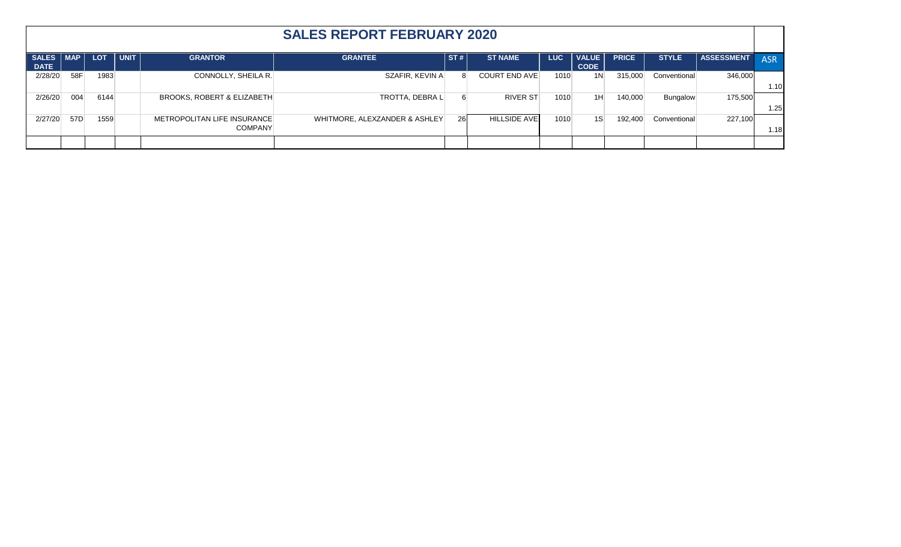# SALES REPORT FEBRUARY 2020

| SALES DATE | MAP | LOT | UNIT | GRANTOR | GRANTEE | ST # | ST NAME | LUC | VALUE CODE | PRICE | STYLE | ASSESSMENT | ASR |
|---|---|---|---|---|---|---|---|---|---|---|---|---|---|
| 2/28/20 | 58F | 1983 | | CONNOLLY, SHEILA R. | SZAFIR, KEVIN A | 8 | COURT END AVE | 1010 | 1N | 315,000 | Conventional | 346,000 | 1.10 |
| 2/26/20 | 004 | 6144 | | BROOKS, ROBERT & ELIZABETH | TROTTA, DEBRA L | 6 | RIVER ST | 1010 | 1H | 140,000 | Bungalow | 175,500 | 1.25 |
| 2/27/20 | 57D | 1559 | | METROPOLITAN LIFE INSURANCE COMPANY | WHITMORE, ALEXZANDER & ASHLEY | 26 | HILLSIDE AVE | 1010 | 1S | 192,400 | Conventional | 227,100 | 1.18 |
| | | | | | | | | | | | | | |